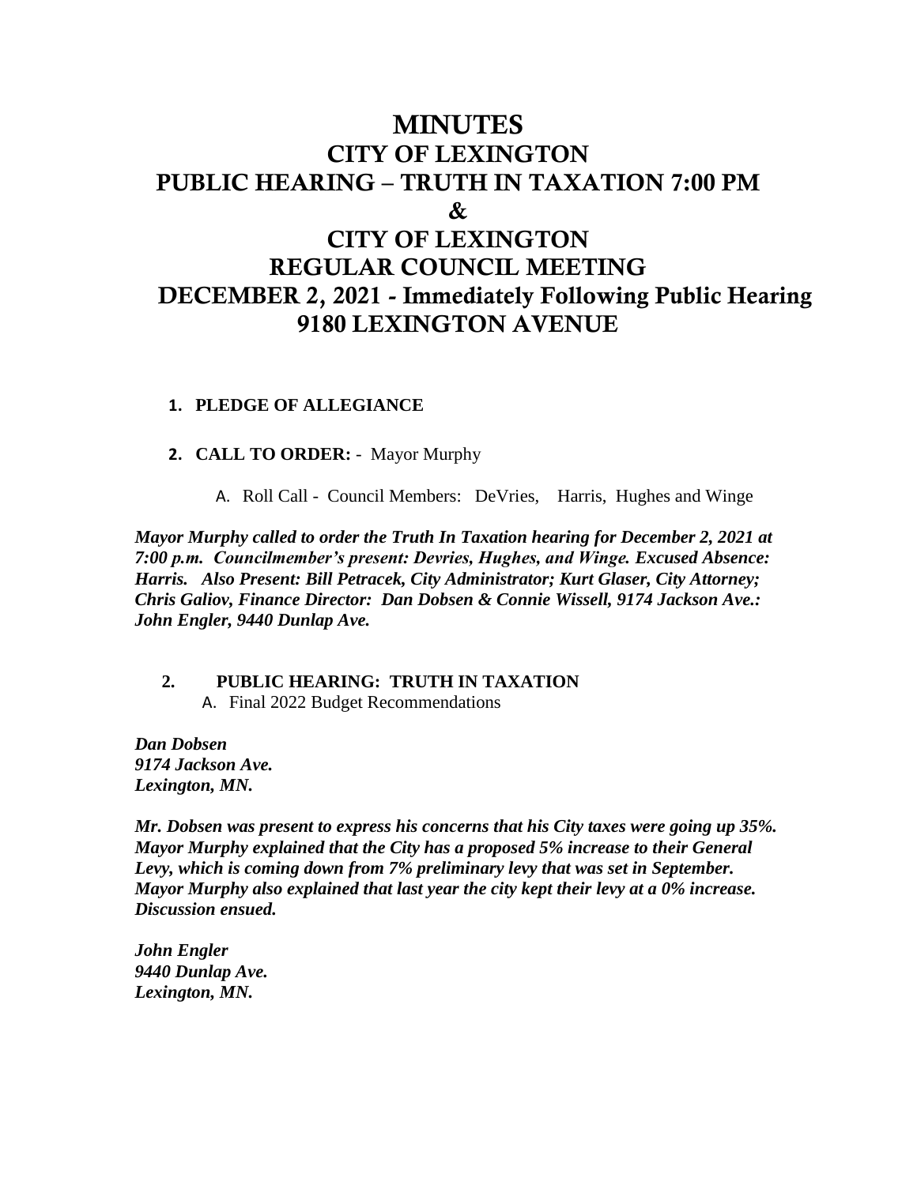# MINUTES
# CITY OF LEXINGTON
# PUBLIC HEARING – TRUTH IN TAXATION 7:00 PM
# &
# CITY OF LEXINGTON
# REGULAR COUNCIL MEETING
# DECEMBER 2, 2021 - Immediately Following Public Hearing
# 9180 LEXINGTON AVENUE

1. **PLEDGE OF ALLEGIANCE**

2. **CALL TO ORDER:** - Mayor Murphy

   A. Roll Call - Council Members: DeVries, Harris, Hughes and Winge

***Mayor Murphy called to order the Truth In Taxation hearing for December 2, 2021 at 7:00 p.m. Councilmember's present: Devries, Hughes, and Winge. Excused Absence: Harris. Also Present: Bill Petracek, City Administrator; Kurt Glaser, City Attorney; Chris Galiov, Finance Director: Dan Dobsen & Connie Wissell, 9174 Jackson Ave.: John Engler, 9440 Dunlap Ave.***

2. **PUBLIC HEARING: TRUTH IN TAXATION**

   A. Final 2022 Budget Recommendations

***Dan Dobsen***
***9174 Jackson Ave.***
***Lexington, MN.***

***Mr. Dobsen was present to express his concerns that his City taxes were going up 35%. Mayor Murphy explained that the City has a proposed 5% increase to their General Levy, which is coming down from 7% preliminary levy that was set in September. Mayor Murphy also explained that last year the city kept their levy at a 0% increase. Discussion ensued.***

***John Engler***
***9440 Dunlap Ave.***
***Lexington, MN.***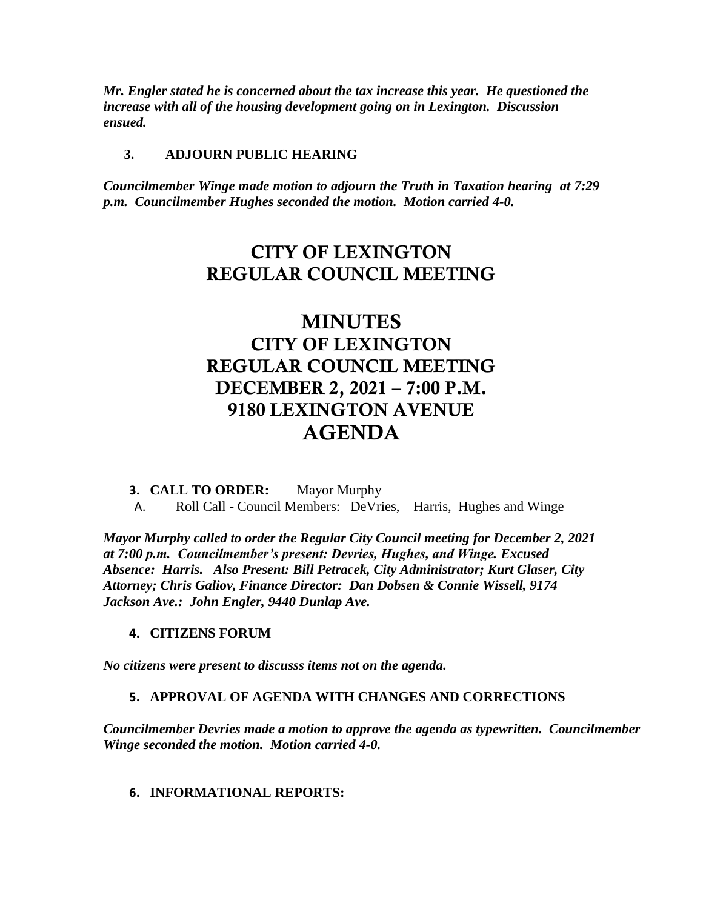***Mr. Engler stated he is concerned about the tax increase this year. He questioned the increase with all of the housing development going on in Lexington. Discussion ensued.***

**3. ADJOURN PUBLIC HEARING**

***Councilmember Winge made motion to adjourn the Truth in Taxation hearing at 7:29 p.m. Councilmember Hughes seconded the motion. Motion carried 4-0.***

# CITY OF LEXINGTON
# REGULAR COUNCIL MEETING

# MINUTES
# CITY OF LEXINGTON
# REGULAR COUNCIL MEETING
# DECEMBER 2, 2021 – 7:00 P.M.
# 9180 LEXINGTON AVENUE
# AGENDA

**3. CALL TO ORDER:** – Mayor Murphy

A. Roll Call - Council Members: DeVries, Harris, Hughes and Winge

***Mayor Murphy called to order the Regular City Council meeting for December 2, 2021 at 7:00 p.m. Councilmember's present: Devries, Hughes, and Winge. Excused Absence: Harris. Also Present: Bill Petracek, City Administrator; Kurt Glaser, City Attorney; Chris Galiov, Finance Director: Dan Dobsen & Connie Wissell, 9174 Jackson Ave.: John Engler, 9440 Dunlap Ave.***

**4. CITIZENS FORUM**

***No citizens were present to discusss items not on the agenda.***

**5. APPROVAL OF AGENDA WITH CHANGES AND CORRECTIONS**

***Councilmember Devries made a motion to approve the agenda as typewritten. Councilmember Winge seconded the motion. Motion carried 4-0.***

**6. INFORMATIONAL REPORTS:**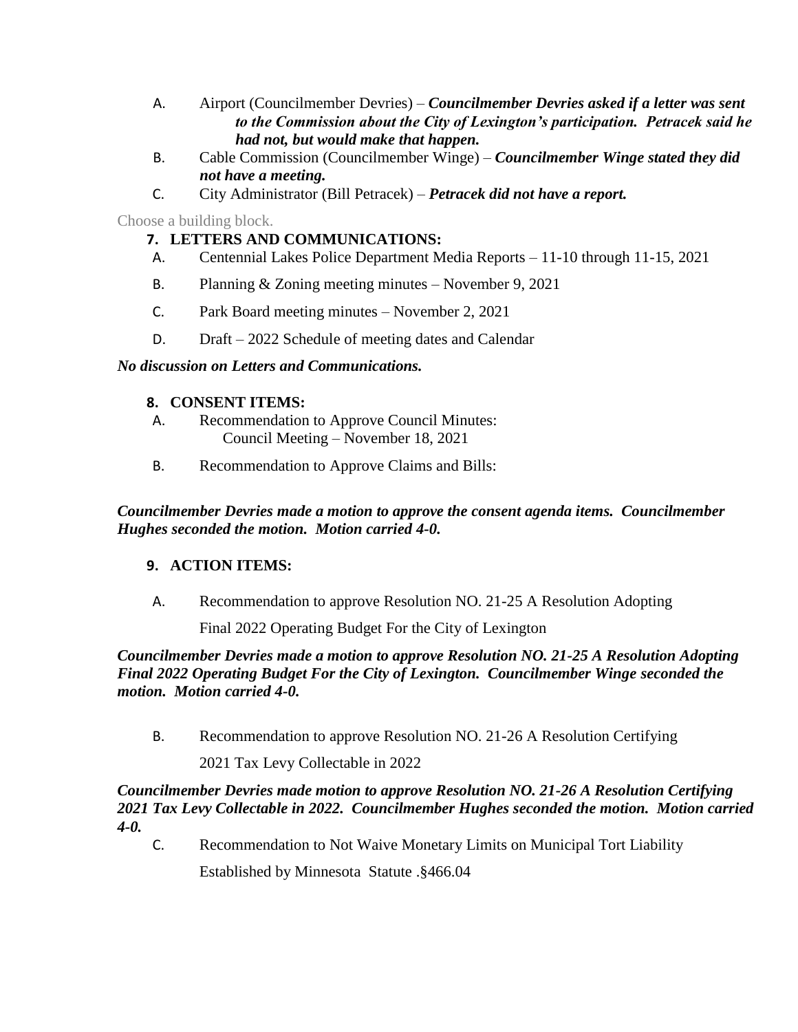A. Airport (Councilmember Devries) – ***Councilmember Devries asked if a letter was sent to the Commission about the City of Lexington's participation. Petracek said he had not, but would make that happen.***

B. Cable Commission (Councilmember Winge) – ***Councilmember Winge stated they did not have a meeting.***

C. City Administrator (Bill Petracek) – ***Petracek did not have a report.***

Choose a building block.

**7. LETTERS AND COMMUNICATIONS:**

A. Centennial Lakes Police Department Media Reports – 11-10 through 11-15, 2021

B. Planning & Zoning meeting minutes – November 9, 2021

C. Park Board meeting minutes – November 2, 2021

D. Draft – 2022 Schedule of meeting dates and Calendar

***No discussion on Letters and Communications.***

**8. CONSENT ITEMS:**

A. Recommendation to Approve Council Minutes:
Council Meeting – November 18, 2021

B. Recommendation to Approve Claims and Bills:

***Councilmember Devries made a motion to approve the consent agenda items. Councilmember Hughes seconded the motion. Motion carried 4-0.***

**9. ACTION ITEMS:**

A. Recommendation to approve Resolution NO. 21-25 A Resolution Adopting Final 2022 Operating Budget For the City of Lexington

***Councilmember Devries made a motion to approve Resolution NO. 21-25 A Resolution Adopting Final 2022 Operating Budget For the City of Lexington. Councilmember Winge seconded the motion. Motion carried 4-0.***

B. Recommendation to approve Resolution NO. 21-26 A Resolution Certifying 2021 Tax Levy Collectable in 2022

***Councilmember Devries made motion to approve Resolution NO. 21-26 A Resolution Certifying 2021 Tax Levy Collectable in 2022. Councilmember Hughes seconded the motion. Motion carried 4-0.***

C. Recommendation to Not Waive Monetary Limits on Municipal Tort Liability Established by Minnesota Statute .§466.04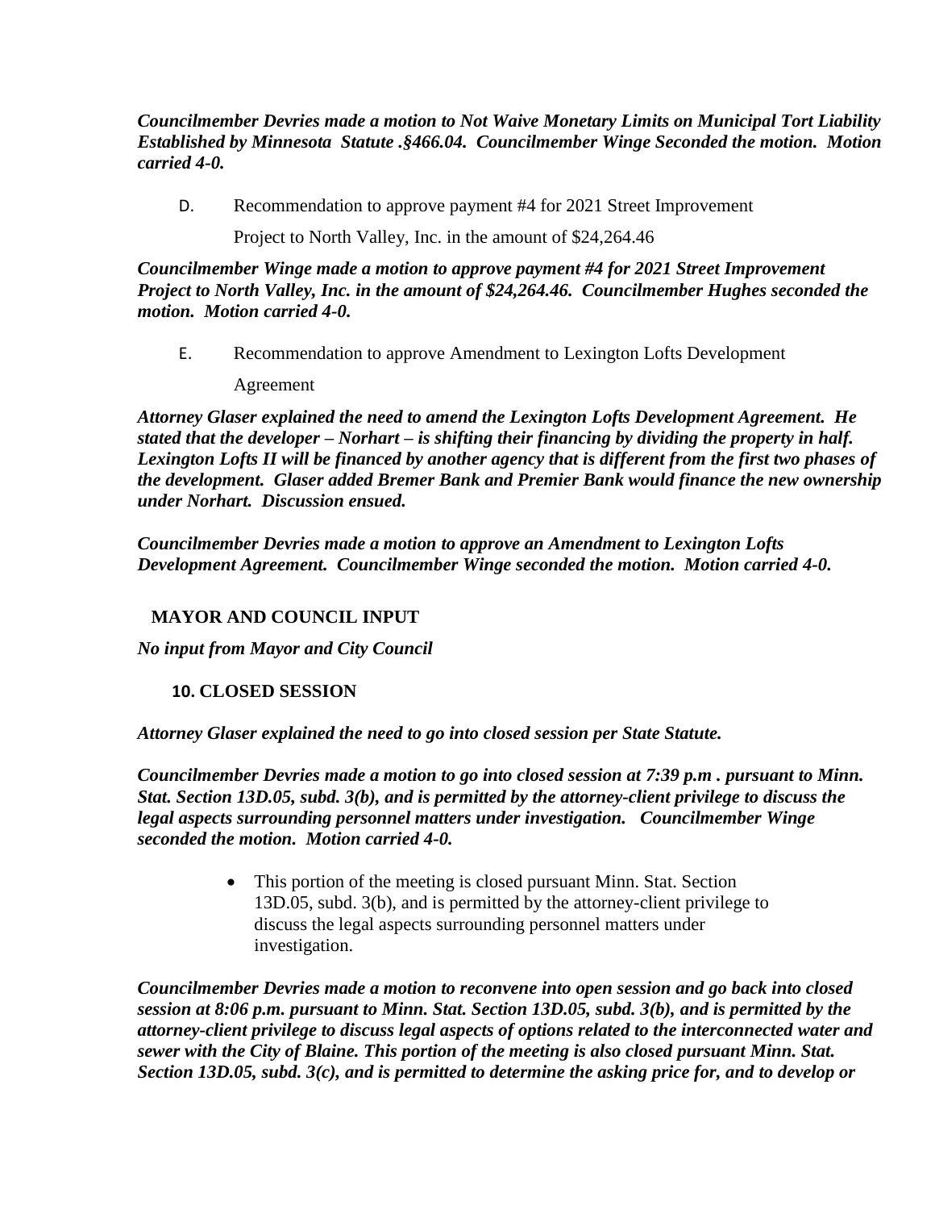***Councilmember Devries made a motion to Not Waive Monetary Limits on Municipal Tort Liability Established by Minnesota Statute .§466.04. Councilmember Winge Seconded the motion. Motion carried 4-0.***

D. Recommendation to approve payment #4 for 2021 Street Improvement Project to North Valley, Inc. in the amount of $24,264.46

***Councilmember Winge made a motion to approve payment #4 for 2021 Street Improvement Project to North Valley, Inc. in the amount of $24,264.46. Councilmember Hughes seconded the motion. Motion carried 4-0.***

E. Recommendation to approve Amendment to Lexington Lofts Development Agreement

***Attorney Glaser explained the need to amend the Lexington Lofts Development Agreement. He stated that the developer – Norhart – is shifting their financing by dividing the property in half. Lexington Lofts II will be financed by another agency that is different from the first two phases of the development. Glaser added Bremer Bank and Premier Bank would finance the new ownership under Norhart. Discussion ensued.***

***Councilmember Devries made a motion to approve an Amendment to Lexington Lofts Development Agreement. Councilmember Winge seconded the motion. Motion carried 4-0.***

**MAYOR AND COUNCIL INPUT**

***No input from Mayor and City Council***

**10. CLOSED SESSION**

***Attorney Glaser explained the need to go into closed session per State Statute.***

***Councilmember Devries made a motion to go into closed session at 7:39 p.m . pursuant to Minn. Stat. Section 13D.05, subd. 3(b), and is permitted by the attorney-client privilege to discuss the legal aspects surrounding personnel matters under investigation. Councilmember Winge seconded the motion. Motion carried 4-0.***

- This portion of the meeting is closed pursuant Minn. Stat. Section 13D.05, subd. 3(b), and is permitted by the attorney-client privilege to discuss the legal aspects surrounding personnel matters under investigation.

***Councilmember Devries made a motion to reconvene into open session and go back into closed session at 8:06 p.m. pursuant to Minn. Stat. Section 13D.05, subd. 3(b), and is permitted by the attorney-client privilege to discuss legal aspects of options related to the interconnected water and sewer with the City of Blaine. This portion of the meeting is also closed pursuant Minn. Stat. Section 13D.05, subd. 3(c), and is permitted to determine the asking price for, and to develop or***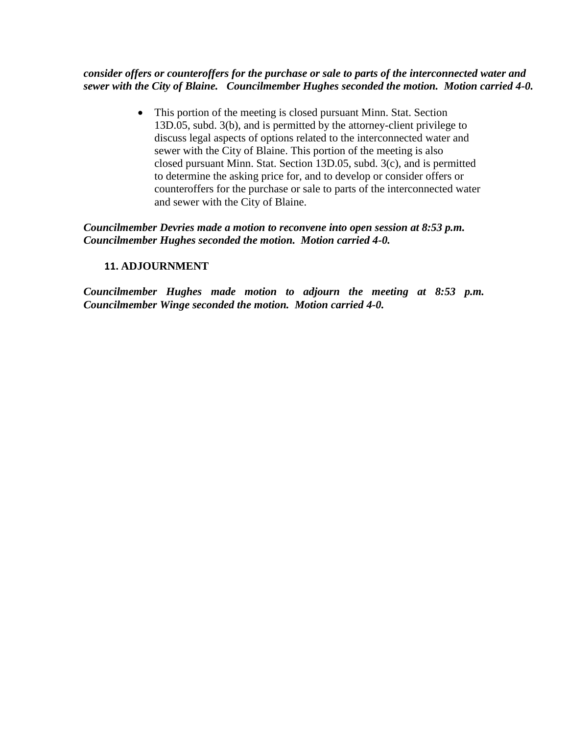***consider offers or counteroffers for the purchase or sale to parts of the interconnected water and sewer with the City of Blaine. Councilmember Hughes seconded the motion. Motion carried 4-0.***

- This portion of the meeting is closed pursuant Minn. Stat. Section 13D.05, subd. 3(b), and is permitted by the attorney-client privilege to discuss legal aspects of options related to the interconnected water and sewer with the City of Blaine. This portion of the meeting is also closed pursuant Minn. Stat. Section 13D.05, subd. 3(c), and is permitted to determine the asking price for, and to develop or consider offers or counteroffers for the purchase or sale to parts of the interconnected water and sewer with the City of Blaine.

***Councilmember Devries made a motion to reconvene into open session at 8:53 p.m. Councilmember Hughes seconded the motion. Motion carried 4-0.***

## 11. ADJOURNMENT

***Councilmember Hughes made motion to adjourn the meeting at 8:53 p.m. Councilmember Winge seconded the motion. Motion carried 4-0.***